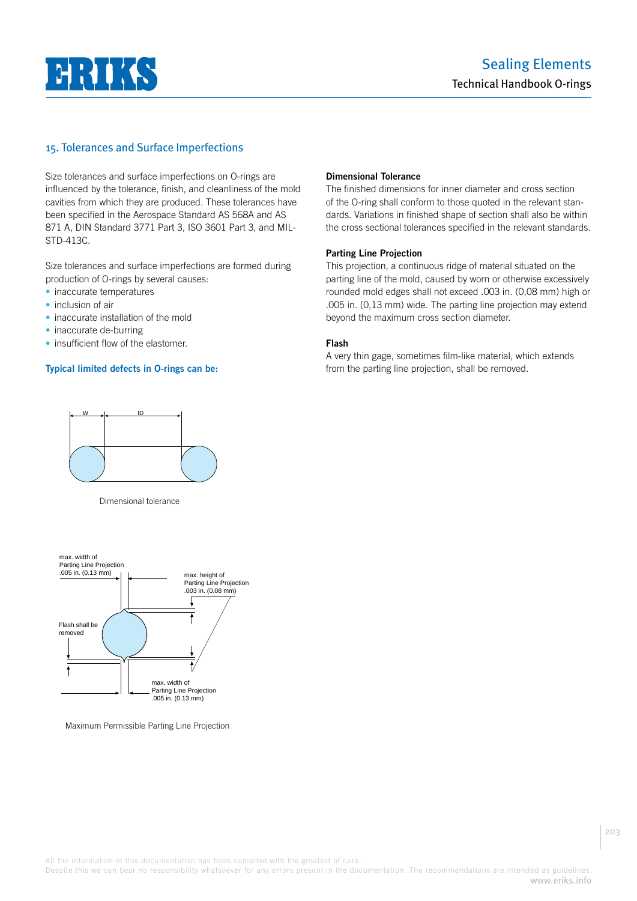## 15. Tolerances and Surface Imperfections

Size tolerances and surface imperfections on O-rings are influenced by the tolerance, finish, and cleanliness of the mold cavities from which they are produced. These tolerances have been specified in the Aerospace Standard AS 568A and AS 871 A, DIN Standard 3771 Part 3, ISO 3601 Part 3, and MIL-STD-413C.

Size tolerances and surface imperfections are formed during production of O-rings by several causes:

- inaccurate temperatures
- inclusion of air
- inaccurate installation of the mold
- inaccurate de-burring
- insufficient flow of the elastomer.

**Typical limited defects in O-rings can be:**

W ID

Dimensional tolerance

max. width of Parting Line Projection .005 in. (0.13 mm)

max. height of Parting Line Projection .003 in. (0.08 mm)

Flash shall be removed

max. width of Parting Line Projection .005 in. (0.13 mm)

Maximum Permissible Parting Line Projection

**Dimensional Tolerance**

The finished dimensions for inner diameter and cross section of the O-ring shall conform to those quoted in the relevant standards. Variations in finished shape of section shall also be within the cross sectional tolerances specified in the relevant standards.

**Parting Line Projection**

This projection, a continuous ridge of material situated on the parting line of the mold, caused by worn or otherwise excessively rounded mold edges shall not exceed .003 in. (0,08 mm) high or .005 in. (0,13 mm) wide. The parting line projection may extend beyond the maximum cross section diameter.

**Flash**

A very thin gage, sometimes film-like material, which extends from the parting line projection, shall be removed.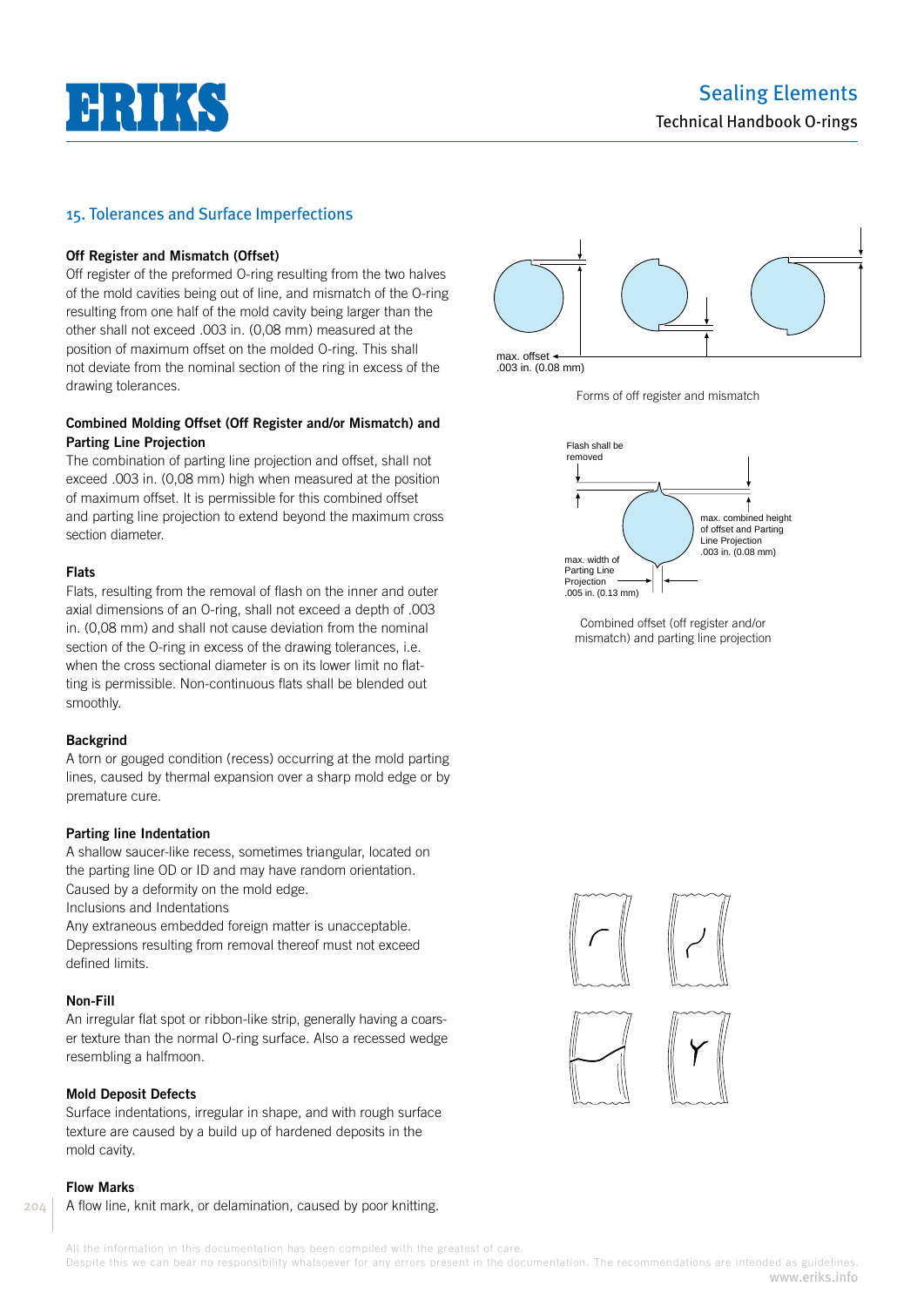## 15. Tolerances and Surface Imperfections

**Off Register and Mismatch (Offset)**

Off register of the preformed O-ring resulting from the two halves of the mold cavities being out of line, and mismatch of the O-ring resulting from one half of the mold cavity being larger than the other shall not exceed .003 in. (0,08 mm) measured at the position of maximum offset on the molded O-ring. This shall not deviate from the nominal section of the ring in excess of the drawing tolerances.

max. offset
.003 in. (0.08 mm)

Forms of off register and mismatch

**Combined Molding Offset (Off Register and/or Mismatch) and Parting Line Projection**

The combination of parting line projection and offset, shall not exceed .003 in. (0,08 mm) high when measured at the position of maximum offset. It is permissible for this combined offset and parting line projection to extend beyond the maximum cross section diameter.

Flash shall be removed

max. combined height of offset and Parting Line Projection .003 in. (0.08 mm)

max. width of Parting Line Projection .005 in. (0.13 mm)

Combined offset (off register and/or mismatch) and parting line projection

**Flats**

Flats, resulting from the removal of flash on the inner and outer axial dimensions of an O-ring, shall not exceed a depth of .003 in. (0,08 mm) and shall not cause deviation from the nominal section of the O-ring in excess of the drawing tolerances, i.e. when the cross sectional diameter is on its lower limit no flatting is permissible. Non-continuous flats shall be blended out smoothly.

**Backgrind**

A torn or gouged condition (recess) occurring at the mold parting lines, caused by thermal expansion over a sharp mold edge or by premature cure.

**Parting line Indentation**

A shallow saucer-like recess, sometimes triangular, located on the parting line OD or ID and may have random orientation. Caused by a deformity on the mold edge.
Inclusions and Indentations
Any extraneous embedded foreign matter is unacceptable. Depressions resulting from removal thereof must not exceed defined limits.

**Non-Fill**

An irregular flat spot or ribbon-like strip, generally having a coarser texture than the normal O-ring surface. Also a recessed wedge resembling a halfmoon.

**Mold Deposit Defects**

Surface indentations, irregular in shape, and with rough surface texture are caused by a build up of hardened deposits in the mold cavity.

**Flow Marks**

A flow line, knit mark, or delamination, caused by poor knitting.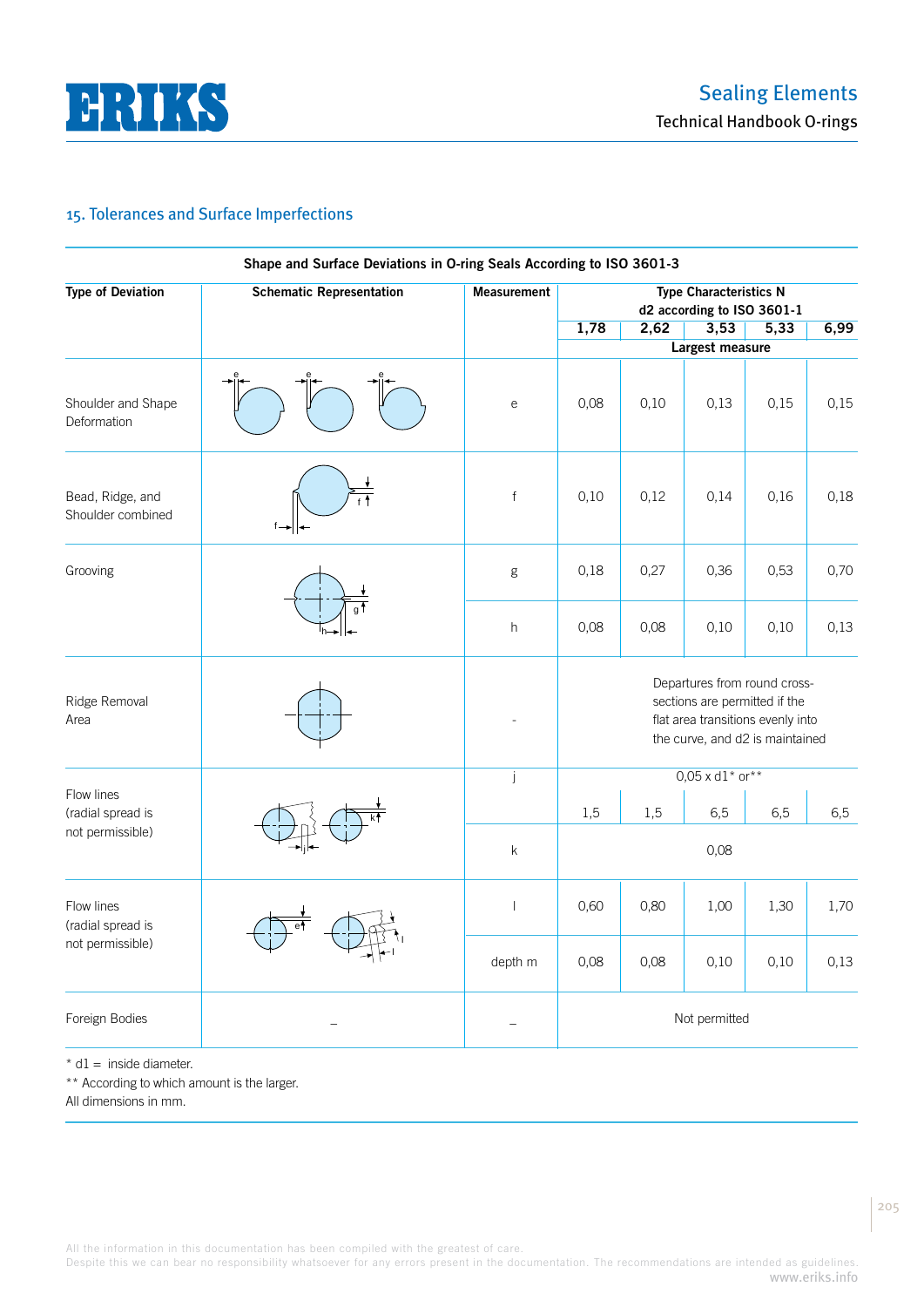## 15. Tolerances and Surface Imperfections

**Shape and Surface Deviations in O-ring Seals According to ISO 3601-3**

| Type of Deviation | Schematic Representation | Measurement | Type Characteristics N d2 according to ISO 3601-1 | | | | |
|---|---|---|---|---|---|---|---|
| | | | **1,78** | **2,62** | **3,53** | **5,33** | **6,99** |
| | | | **Largest measure** | | | | |
| Shoulder and Shape Deformation | | e | 0,08 | 0,10 | 0,13 | 0,15 | 0,15 |
| Bead, Ridge, and Shoulder combined | | f | 0,10 | 0,12 | 0,14 | 0,16 | 0,18 |
| Grooving | | g | 0,18 | 0,27 | 0,36 | 0,53 | 0,70 |
| | | h | 0,08 | 0,08 | 0,10 | 0,10 | 0,13 |
| Ridge Removal Area | | - | Departures from round cross-sections are permitted if the flat area transitions evenly into the curve, and d2 is maintained | | | | |
| Flow lines (radial spread is not permissible) | | j | 0,05 x d1* or** | | | | |
| | | | 1,5 | 1,5 | 6,5 | 6,5 | 6,5 |
| | | k | 0,08 | | | | |
| Flow lines (radial spread is not permissible) | | l | 0,60 | 0,80 | 1,00 | 1,30 | 1,70 |
| | | depth m | 0,08 | 0,08 | 0,10 | 0,10 | 0,13 |
| Foreign Bodies | – | – | Not permitted | | | | |

\* d1 = inside diameter.
\*\* According to which amount is the larger.
All dimensions in mm.

All the information in this documentation has been compiled with the greatest of care.
Despite this we can bear no responsibility whatsoever for any errors present in the documentation. The recommendations are intended as guidelines.
www.eriks.info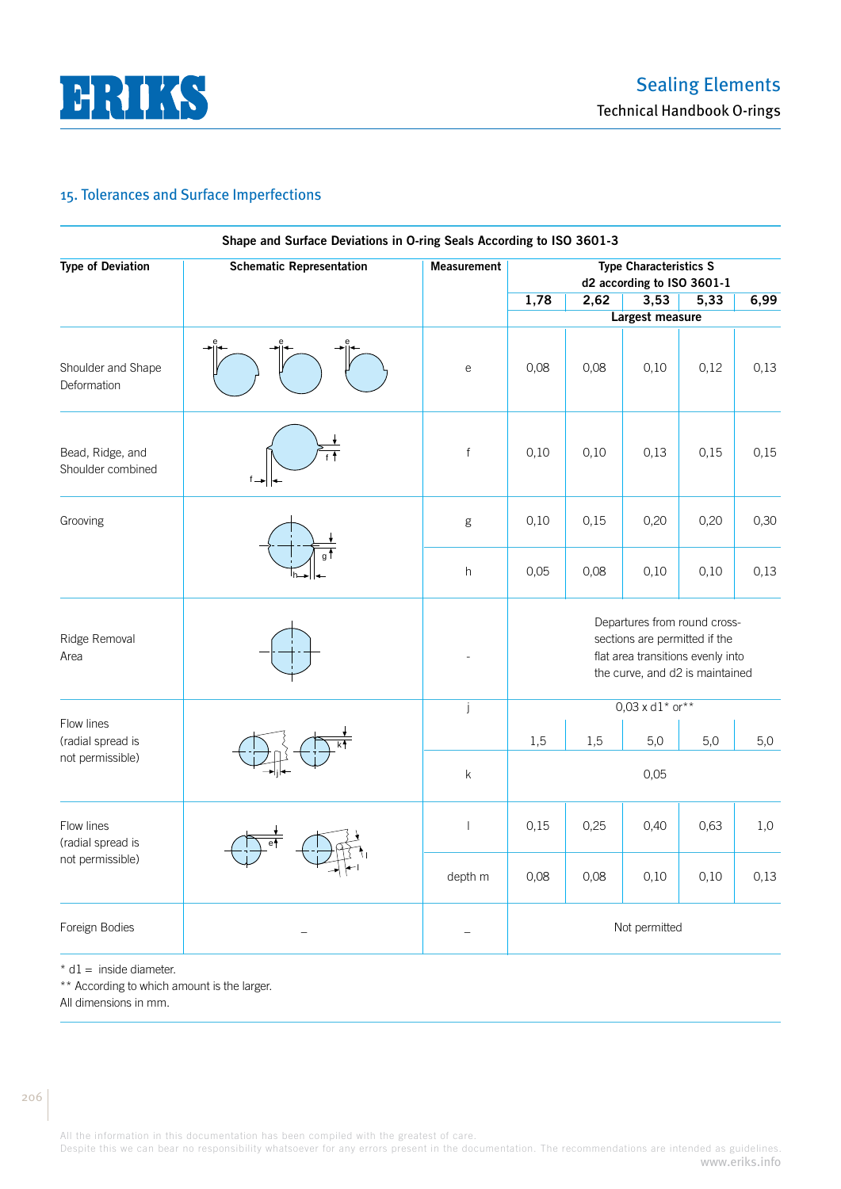## 15. Tolerances and Surface Imperfections

**Shape and Surface Deviations in O-ring Seals According to ISO 3601-3**

| Type of Deviation | Schematic Representation | Measurement | Type Characteristics S d2 according to ISO 3601-1 | | | | |
|---|---|---|---|---|---|---|---|
| | | | 1,78 | 2,62 | 3,53 | 5,33 | 6,99 |
| | | | Largest measure | | | | |
| Shoulder and Shape Deformation | | e | 0,08 | 0,08 | 0,10 | 0,12 | 0,13 |
| Bead, Ridge, and Shoulder combined | | f | 0,10 | 0,10 | 0,13 | 0,15 | 0,15 |
| Grooving | | g | 0,10 | 0,15 | 0,20 | 0,20 | 0,30 |
| | | h | 0,05 | 0,08 | 0,10 | 0,10 | 0,13 |
| Ridge Removal Area | | - | Departures from round cross-sections are permitted if the flat area transitions evenly into the curve, and d2 is maintained | | | | |
| Flow lines (radial spread is not permissible) | | j | 0,03 x d1* or** | | | | |
| | | | 1,5 | 1,5 | 5,0 | 5,0 | 5,0 |
| | | k | 0,05 | | | | |
| Flow lines (radial spread is not permissible) | | l | 0,15 | 0,25 | 0,40 | 0,63 | 1,0 |
| | | depth m | 0,08 | 0,08 | 0,10 | 0,10 | 0,13 |
| Foreign Bodies | – | – | Not permitted | | | | |

* d1 = inside diameter.
** According to which amount is the larger.
All dimensions in mm.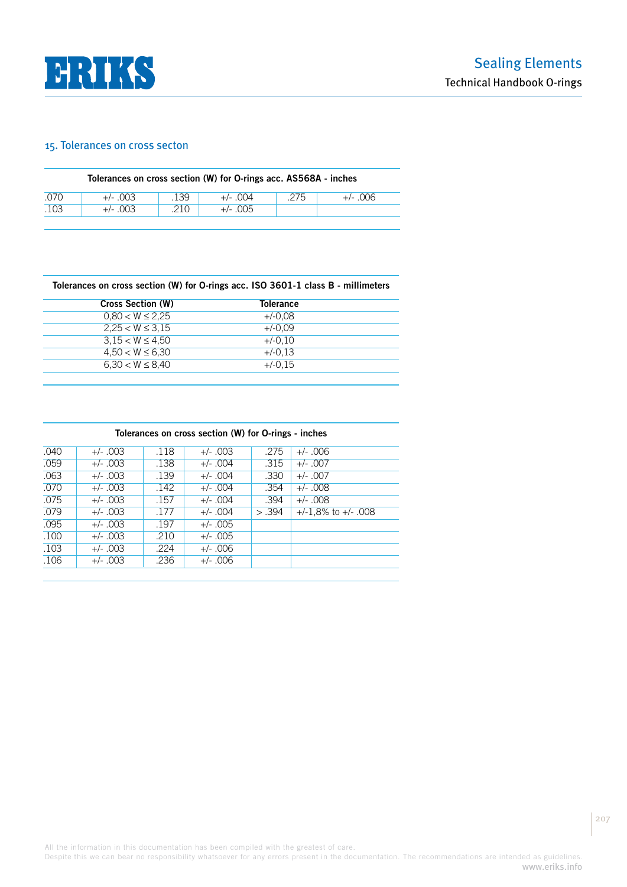## 15. Tolerances on cross secton

**Tolerances on cross section (W) for O-rings acc. AS568A - inches**

| | | | | | |
|---|---|---|---|---|---|
| .070 | +/- .003 | .139 | +/- .004 | .275 | +/- .006 |
| .103 | +/- .003 | .210 | +/- .005 | | |

**Tolerances on cross section (W) for O-rings acc. ISO 3601-1 class B - millimeters**

| Cross Section (W) | Tolerance |
|---|---|
| 0,80 < W ≤ 2,25 | +/-0,08 |
| 2,25 < W ≤ 3,15 | +/-0,09 |
| 3,15 < W ≤ 4,50 | +/-0,10 |
| 4,50 < W ≤ 6,30 | +/-0,13 |
| 6,30 < W ≤ 8,40 | +/-0,15 |

**Tolerances on cross section (W) for O-rings - inches**

| | | | | | |
|---|---|---|---|---|---|
| .040 | +/- .003 | .118 | +/- .003 | .275 | +/- .006 |
| .059 | +/- .003 | .138 | +/- .004 | .315 | +/- .007 |
| .063 | +/- .003 | .139 | +/- .004 | .330 | +/- .007 |
| .070 | +/- .003 | .142 | +/- .004 | .354 | +/- .008 |
| .075 | +/- .003 | .157 | +/- .004 | .394 | +/- .008 |
| .079 | +/- .003 | .177 | +/- .004 | > .394 | +/-1,8% to +/- .008 |
| .095 | +/- .003 | .197 | +/- .005 | | |
| .100 | +/- .003 | .210 | +/- .005 | | |
| .103 | +/- .003 | .224 | +/- .006 | | |
| .106 | +/- .003 | .236 | +/- .006 | | |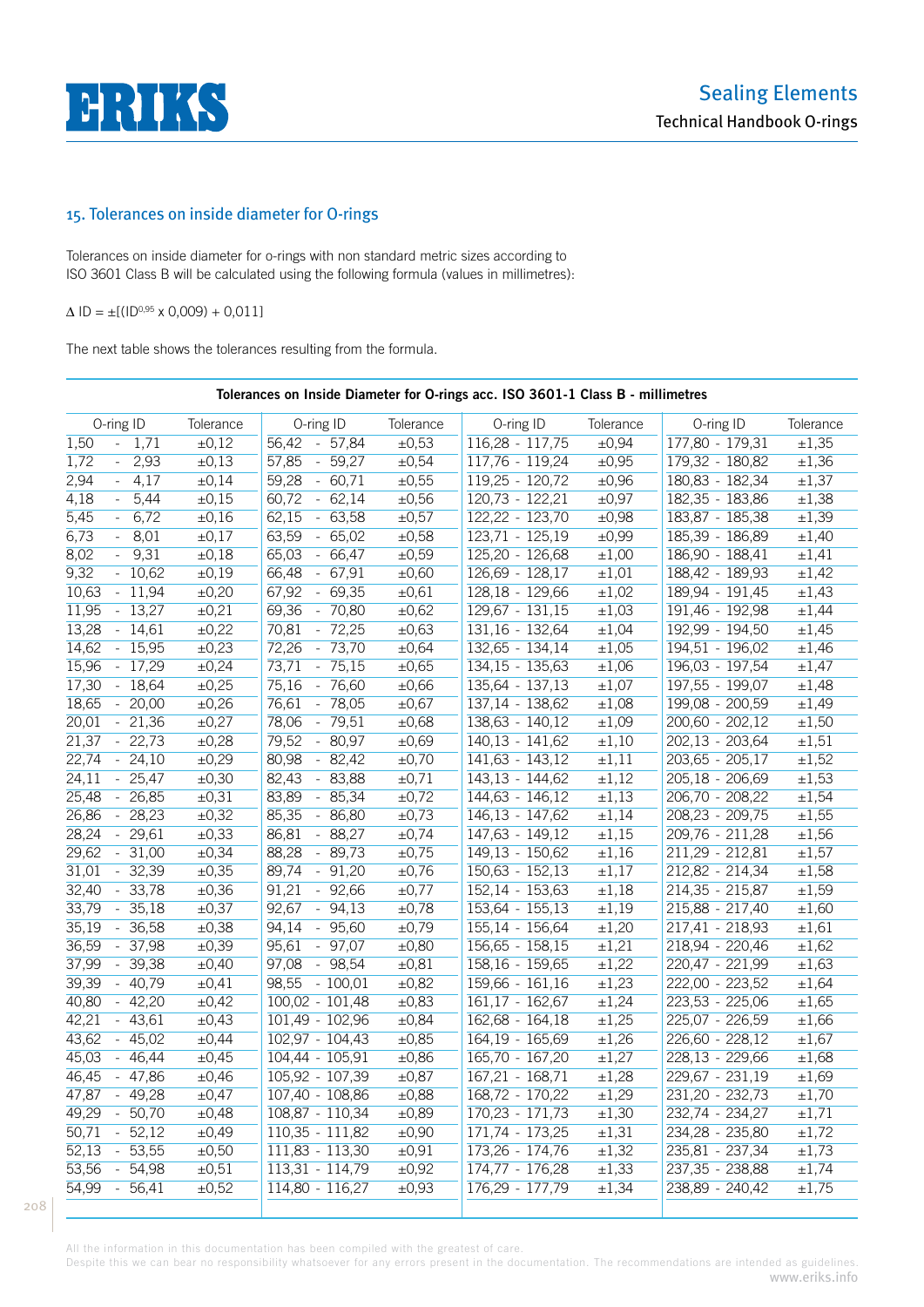## 15. Tolerances on inside diameter for O-rings

Tolerances on inside diameter for o-rings with non standard metric sizes according to ISO 3601 Class B will be calculated using the following formula (values in millimetres):

$\Delta$ ID = $\pm[(ID^{0.95} \times 0{,}009) + 0{,}011]$

The next table shows the tolerances resulting from the formula.

**Tolerances on Inside Diameter for O-rings acc. ISO 3601-1 Class B - millimetres**

| O-ring ID | Tolerance | O-ring ID | Tolerance | O-ring ID | Tolerance | O-ring ID | Tolerance |
|---|---|---|---|---|---|---|---|
| 1,50 - 1,71 | ±0,12 | 56,42 - 57,84 | ±0,53 | 116,28 - 117,75 | ±0,94 | 177,80 - 179,31 | ±1,35 |
| 1,72 - 2,93 | ±0,13 | 57,85 - 59,27 | ±0,54 | 117,76 - 119,24 | ±0,95 | 179,32 - 180,82 | ±1,36 |
| 2,94 - 4,17 | ±0,14 | 59,28 - 60,71 | ±0,55 | 119,25 - 120,72 | ±0,96 | 180,83 - 182,34 | ±1,37 |
| 4,18 - 5,44 | ±0,15 | 60,72 - 62,14 | ±0,56 | 120,73 - 122,21 | ±0,97 | 182,35 - 183,86 | ±1,38 |
| 5,45 - 6,72 | ±0,16 | 62,15 - 63,58 | ±0,57 | 122,22 - 123,70 | ±0,98 | 183,87 - 185,38 | ±1,39 |
| 6,73 - 8,01 | ±0,17 | 63,59 - 65,02 | ±0,58 | 123,71 - 125,19 | ±0,99 | 185,39 - 186,89 | ±1,40 |
| 8,02 - 9,31 | ±0,18 | 65,03 - 66,47 | ±0,59 | 125,20 - 126,68 | ±1,00 | 186,90 - 188,41 | ±1,41 |
| 9,32 - 10,62 | ±0,19 | 66,48 - 67,91 | ±0,60 | 126,69 - 128,17 | ±1,01 | 188,42 - 189,93 | ±1,42 |
| 10,63 - 11,94 | ±0,20 | 67,92 - 69,35 | ±0,61 | 128,18 - 129,66 | ±1,02 | 189,94 - 191,45 | ±1,43 |
| 11,95 - 13,27 | ±0,21 | 69,36 - 70,80 | ±0,62 | 129,67 - 131,15 | ±1,03 | 191,46 - 192,98 | ±1,44 |
| 13,28 - 14,61 | ±0,22 | 70,81 - 72,25 | ±0,63 | 131,16 - 132,64 | ±1,04 | 192,99 - 194,50 | ±1,45 |
| 14,62 - 15,95 | ±0,23 | 72,26 - 73,70 | ±0,64 | 132,65 - 134,14 | ±1,05 | 194,51 - 196,02 | ±1,46 |
| 15,96 - 17,29 | ±0,24 | 73,71 - 75,15 | ±0,65 | 134,15 - 135,63 | ±1,06 | 196,03 - 197,54 | ±1,47 |
| 17,30 - 18,64 | ±0,25 | 75,16 - 76,60 | ±0,66 | 135,64 - 137,13 | ±1,07 | 197,55 - 199,07 | ±1,48 |
| 18,65 - 20,00 | ±0,26 | 76,61 - 78,05 | ±0,67 | 137,14 - 138,62 | ±1,08 | 199,08 - 200,59 | ±1,49 |
| 20,01 - 21,36 | ±0,27 | 78,06 - 79,51 | ±0,68 | 138,63 - 140,12 | ±1,09 | 200,60 - 202,12 | ±1,50 |
| 21,37 - 22,73 | ±0,28 | 79,52 - 80,97 | ±0,69 | 140,13 - 141,62 | ±1,10 | 202,13 - 203,64 | ±1,51 |
| 22,74 - 24,10 | ±0,29 | 80,98 - 82,42 | ±0,70 | 141,63 - 143,12 | ±1,11 | 203,65 - 205,17 | ±1,52 |
| 24,11 - 25,47 | ±0,30 | 82,43 - 83,88 | ±0,71 | 143,13 - 144,62 | ±1,12 | 205,18 - 206,69 | ±1,53 |
| 25,48 - 26,85 | ±0,31 | 83,89 - 85,34 | ±0,72 | 144,63 - 146,12 | ±1,13 | 206,70 - 208,22 | ±1,54 |
| 26,86 - 28,23 | ±0,32 | 85,35 - 86,80 | ±0,73 | 146,13 - 147,62 | ±1,14 | 208,23 - 209,75 | ±1,55 |
| 28,24 - 29,61 | ±0,33 | 86,81 - 88,27 | ±0,74 | 147,63 - 149,12 | ±1,15 | 209,76 - 211,28 | ±1,56 |
| 29,62 - 31,00 | ±0,34 | 88,28 - 89,73 | ±0,75 | 149,13 - 150,62 | ±1,16 | 211,29 - 212,81 | ±1,57 |
| 31,01 - 32,39 | ±0,35 | 89,74 - 91,20 | ±0,76 | 150,63 - 152,13 | ±1,17 | 212,82 - 214,34 | ±1,58 |
| 32,40 - 33,78 | ±0,36 | 91,21 - 92,66 | ±0,77 | 152,14 - 153,63 | ±1,18 | 214,35 - 215,87 | ±1,59 |
| 33,79 - 35,18 | ±0,37 | 92,67 - 94,13 | ±0,78 | 153,64 - 155,13 | ±1,19 | 215,88 - 217,40 | ±1,60 |
| 35,19 - 36,58 | ±0,38 | 94,14 - 95,60 | ±0,79 | 155,14 - 156,64 | ±1,20 | 217,41 - 218,93 | ±1,61 |
| 36,59 - 37,98 | ±0,39 | 95,61 - 97,07 | ±0,80 | 156,65 - 158,15 | ±1,21 | 218,94 - 220,46 | ±1,62 |
| 37,99 - 39,38 | ±0,40 | 97,08 - 98,54 | ±0,81 | 158,16 - 159,65 | ±1,22 | 220,47 - 221,99 | ±1,63 |
| 39,39 - 40,79 | ±0,41 | 98,55 - 100,01 | ±0,82 | 159,66 - 161,16 | ±1,23 | 222,00 - 223,52 | ±1,64 |
| 40,80 - 42,20 | ±0,42 | 100,02 - 101,48 | ±0,83 | 161,17 - 162,67 | ±1,24 | 223,53 - 225,06 | ±1,65 |
| 42,21 - 43,61 | ±0,43 | 101,49 - 102,96 | ±0,84 | 162,68 - 164,18 | ±1,25 | 225,07 - 226,59 | ±1,66 |
| 43,62 - 45,02 | ±0,44 | 102,97 - 104,43 | ±0,85 | 164,19 - 165,69 | ±1,26 | 226,60 - 228,12 | ±1,67 |
| 45,03 - 46,44 | ±0,45 | 104,44 - 105,91 | ±0,86 | 165,70 - 167,20 | ±1,27 | 228,13 - 229,66 | ±1,68 |
| 46,45 - 47,86 | ±0,46 | 105,92 - 107,39 | ±0,87 | 167,21 - 168,71 | ±1,28 | 229,67 - 231,19 | ±1,69 |
| 47,87 - 49,28 | ±0,47 | 107,40 - 108,86 | ±0,88 | 168,72 - 170,22 | ±1,29 | 231,20 - 232,73 | ±1,70 |
| 49,29 - 50,70 | ±0,48 | 108,87 - 110,34 | ±0,89 | 170,23 - 171,73 | ±1,30 | 232,74 - 234,27 | ±1,71 |
| 50,71 - 52,12 | ±0,49 | 110,35 - 111,82 | ±0,90 | 171,74 - 173,25 | ±1,31 | 234,28 - 235,80 | ±1,72 |
| 52,13 - 53,55 | ±0,50 | 111,83 - 113,30 | ±0,91 | 173,26 - 174,76 | ±1,32 | 235,81 - 237,34 | ±1,73 |
| 53,56 - 54,98 | ±0,51 | 113,31 - 114,79 | ±0,92 | 174,77 - 176,28 | ±1,33 | 237,35 - 238,88 | ±1,74 |
| 54,99 - 56,41 | ±0,52 | 114,80 - 116,27 | ±0,93 | 176,29 - 177,79 | ±1,34 | 238,89 - 240,42 | ±1,75 |

All the information in this documentation has been compiled with the greatest of care.
Despite this we can bear no responsibility whatsoever for any errors present in the documentation. The recommendations are intended as guidelines.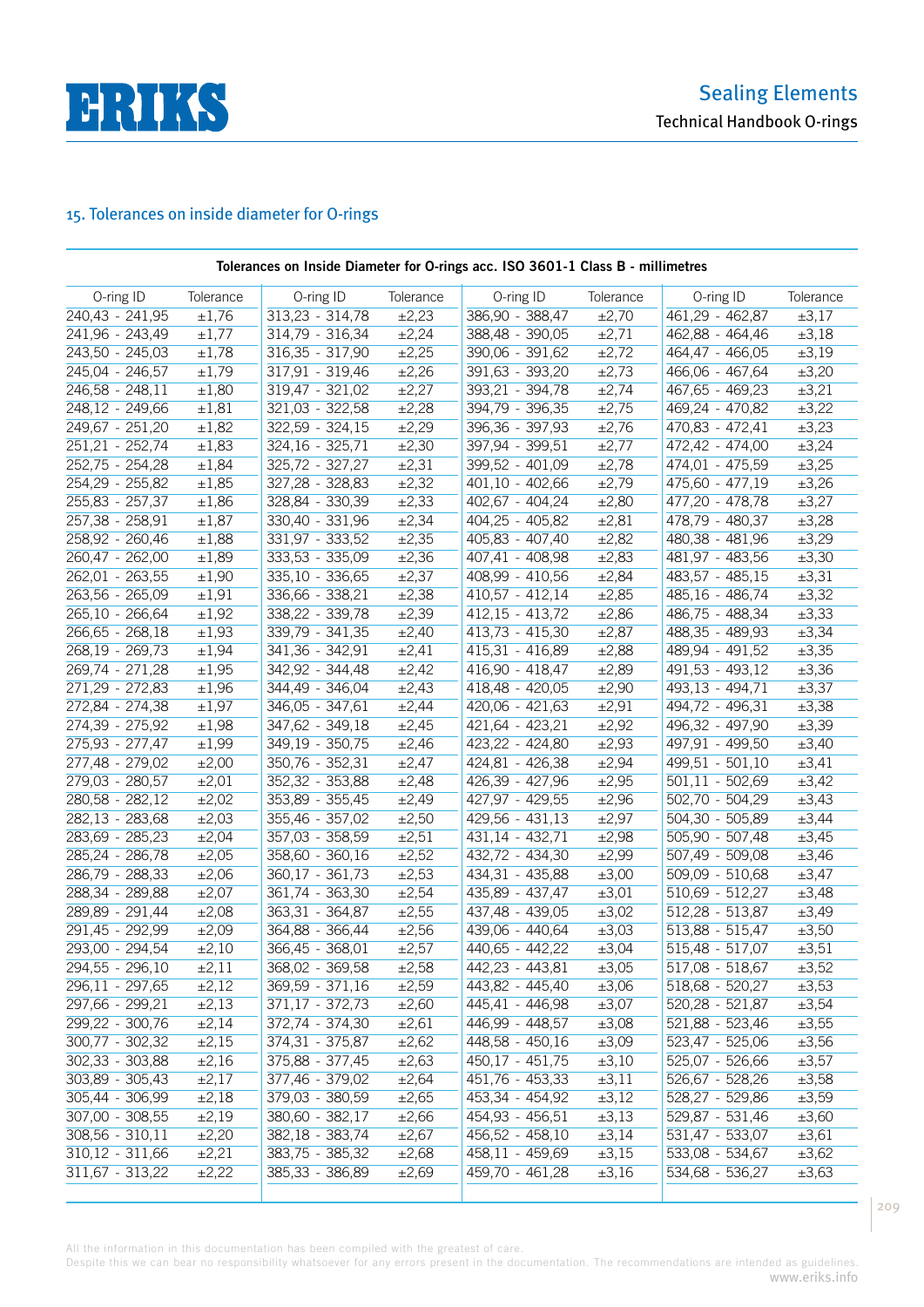## 15. Tolerances on inside diameter for O-rings

**Tolerances on Inside Diameter for O-rings acc. ISO 3601-1 Class B - millimetres**

| O-ring ID | Tolerance | O-ring ID | Tolerance | O-ring ID | Tolerance | O-ring ID | Tolerance |
|---|---|---|---|---|---|---|---|
| 240,43 - 241,95 | ±1,76 | 313,23 - 314,78 | ±2,23 | 386,90 - 388,47 | ±2,70 | 461,29 - 462,87 | ±3,17 |
| 241,96 - 243,49 | ±1,77 | 314,79 - 316,34 | ±2,24 | 388,48 - 390,05 | ±2,71 | 462,88 - 464,46 | ±3,18 |
| 243,50 - 245,03 | ±1,78 | 316,35 - 317,90 | ±2,25 | 390,06 - 391,62 | ±2,72 | 464,47 - 466,05 | ±3,19 |
| 245,04 - 246,57 | ±1,79 | 317,91 - 319,46 | ±2,26 | 391,63 - 393,20 | ±2,73 | 466,06 - 467,64 | ±3,20 |
| 246,58 - 248,11 | ±1,80 | 319,47 - 321,02 | ±2,27 | 393,21 - 394,78 | ±2,74 | 467,65 - 469,23 | ±3,21 |
| 248,12 - 249,66 | ±1,81 | 321,03 - 322,58 | ±2,28 | 394,79 - 396,35 | ±2,75 | 469,24 - 470,82 | ±3,22 |
| 249,67 - 251,20 | ±1,82 | 322,59 - 324,15 | ±2,29 | 396,36 - 397,93 | ±2,76 | 470,83 - 472,41 | ±3,23 |
| 251,21 - 252,74 | ±1,83 | 324,16 - 325,71 | ±2,30 | 397,94 - 399,51 | ±2,77 | 472,42 - 474,00 | ±3,24 |
| 252,75 - 254,28 | ±1,84 | 325,72 - 327,27 | ±2,31 | 399,52 - 401,09 | ±2,78 | 474,01 - 475,59 | ±3,25 |
| 254,29 - 255,82 | ±1,85 | 327,28 - 328,83 | ±2,32 | 401,10 - 402,66 | ±2,79 | 475,60 - 477,19 | ±3,26 |
| 255,83 - 257,37 | ±1,86 | 328,84 - 330,39 | ±2,33 | 402,67 - 404,24 | ±2,80 | 477,20 - 478,78 | ±3,27 |
| 257,38 - 258,91 | ±1,87 | 330,40 - 331,96 | ±2,34 | 404,25 - 405,82 | ±2,81 | 478,79 - 480,37 | ±3,28 |
| 258,92 - 260,46 | ±1,88 | 331,97 - 333,52 | ±2,35 | 405,83 - 407,40 | ±2,82 | 480,38 - 481,96 | ±3,29 |
| 260,47 - 262,00 | ±1,89 | 333,53 - 335,09 | ±2,36 | 407,41 - 408,98 | ±2,83 | 481,97 - 483,56 | ±3,30 |
| 262,01 - 263,55 | ±1,90 | 335,10 - 336,65 | ±2,37 | 408,99 - 410,56 | ±2,84 | 483,57 - 485,15 | ±3,31 |
| 263,56 - 265,09 | ±1,91 | 336,66 - 338,21 | ±2,38 | 410,57 - 412,14 | ±2,85 | 485,16 - 486,74 | ±3,32 |
| 265,10 - 266,64 | ±1,92 | 338,22 - 339,78 | ±2,39 | 412,15 - 413,72 | ±2,86 | 486,75 - 488,34 | ±3,33 |
| 266,65 - 268,18 | ±1,93 | 339,79 - 341,35 | ±2,40 | 413,73 - 415,30 | ±2,87 | 488,35 - 489,93 | ±3,34 |
| 268,19 - 269,73 | ±1,94 | 341,36 - 342,91 | ±2,41 | 415,31 - 416,89 | ±2,88 | 489,94 - 491,52 | ±3,35 |
| 269,74 - 271,28 | ±1,95 | 342,92 - 344,48 | ±2,42 | 416,90 - 418,47 | ±2,89 | 491,53 - 493,12 | ±3,36 |
| 271,29 - 272,83 | ±1,96 | 344,49 - 346,04 | ±2,43 | 418,48 - 420,05 | ±2,90 | 493,13 - 494,71 | ±3,37 |
| 272,84 - 274,38 | ±1,97 | 346,05 - 347,61 | ±2,44 | 420,06 - 421,63 | ±2,91 | 494,72 - 496,31 | ±3,38 |
| 274,39 - 275,92 | ±1,98 | 347,62 - 349,18 | ±2,45 | 421,64 - 423,21 | ±2,92 | 496,32 - 497,90 | ±3,39 |
| 275,93 - 277,47 | ±1,99 | 349,19 - 350,75 | ±2,46 | 423,22 - 424,80 | ±2,93 | 497,91 - 499,50 | ±3,40 |
| 277,48 - 279,02 | ±2,00 | 350,76 - 352,31 | ±2,47 | 424,81 - 426,38 | ±2,94 | 499,51 - 501,10 | ±3,41 |
| 279,03 - 280,57 | ±2,01 | 352,32 - 353,88 | ±2,48 | 426,39 - 427,96 | ±2,95 | 501,11 - 502,69 | ±3,42 |
| 280,58 - 282,12 | ±2,02 | 353,89 - 355,45 | ±2,49 | 427,97 - 429,55 | ±2,96 | 502,70 - 504,29 | ±3,43 |
| 282,13 - 283,68 | ±2,03 | 355,46 - 357,02 | ±2,50 | 429,56 - 431,13 | ±2,97 | 504,30 - 505,89 | ±3,44 |
| 283,69 - 285,23 | ±2,04 | 357,03 - 358,59 | ±2,51 | 431,14 - 432,71 | ±2,98 | 505,90 - 507,48 | ±3,45 |
| 285,24 - 286,78 | ±2,05 | 358,60 - 360,16 | ±2,52 | 432,72 - 434,30 | ±2,99 | 507,49 - 509,08 | ±3,46 |
| 286,79 - 288,33 | ±2,06 | 360,17 - 361,73 | ±2,53 | 434,31 - 435,88 | ±3,00 | 509,09 - 510,68 | ±3,47 |
| 288,34 - 289,88 | ±2,07 | 361,74 - 363,30 | ±2,54 | 435,89 - 437,47 | ±3,01 | 510,69 - 512,27 | ±3,48 |
| 289,89 - 291,44 | ±2,08 | 363,31 - 364,87 | ±2,55 | 437,48 - 439,05 | ±3,02 | 512,28 - 513,87 | ±3,49 |
| 291,45 - 292,99 | ±2,09 | 364,88 - 366,44 | ±2,56 | 439,06 - 440,64 | ±3,03 | 513,88 - 515,47 | ±3,50 |
| 293,00 - 294,54 | ±2,10 | 366,45 - 368,01 | ±2,57 | 440,65 - 442,22 | ±3,04 | 515,48 - 517,07 | ±3,51 |
| 294,55 - 296,10 | ±2,11 | 368,02 - 369,58 | ±2,58 | 442,23 - 443,81 | ±3,05 | 517,08 - 518,67 | ±3,52 |
| 296,11 - 297,65 | ±2,12 | 369,59 - 371,16 | ±2,59 | 443,82 - 445,40 | ±3,06 | 518,68 - 520,27 | ±3,53 |
| 297,66 - 299,21 | ±2,13 | 371,17 - 372,73 | ±2,60 | 445,41 - 446,98 | ±3,07 | 520,28 - 521,87 | ±3,54 |
| 299,22 - 300,76 | ±2,14 | 372,74 - 374,30 | ±2,61 | 446,99 - 448,57 | ±3,08 | 521,88 - 523,46 | ±3,55 |
| 300,77 - 302,32 | ±2,15 | 374,31 - 375,87 | ±2,62 | 448,58 - 450,16 | ±3,09 | 523,47 - 525,06 | ±3,56 |
| 302,33 - 303,88 | ±2,16 | 375,88 - 377,45 | ±2,63 | 450,17 - 451,75 | ±3,10 | 525,07 - 526,66 | ±3,57 |
| 303,89 - 305,43 | ±2,17 | 377,46 - 379,02 | ±2,64 | 451,76 - 453,33 | ±3,11 | 526,67 - 528,26 | ±3,58 |
| 305,44 - 306,99 | ±2,18 | 379,03 - 380,59 | ±2,65 | 453,34 - 454,92 | ±3,12 | 528,27 - 529,86 | ±3,59 |
| 307,00 - 308,55 | ±2,19 | 380,60 - 382,17 | ±2,66 | 454,93 - 456,51 | ±3,13 | 529,87 - 531,46 | ±3,60 |
| 308,56 - 310,11 | ±2,20 | 382,18 - 383,74 | ±2,67 | 456,52 - 458,10 | ±3,14 | 531,47 - 533,07 | ±3,61 |
| 310,12 - 311,66 | ±2,21 | 383,75 - 385,32 | ±2,68 | 458,11 - 459,69 | ±3,15 | 533,08 - 534,67 | ±3,62 |
| 311,67 - 313,22 | ±2,22 | 385,33 - 386,89 | ±2,69 | 459,70 - 461,28 | ±3,16 | 534,68 - 536,27 | ±3,63 |

All the information in this documentation has been compiled with the greatest of care.
Despite this we can bear no responsibility whatsoever for any errors present in the documentation. The recommendations are intended as guidelines.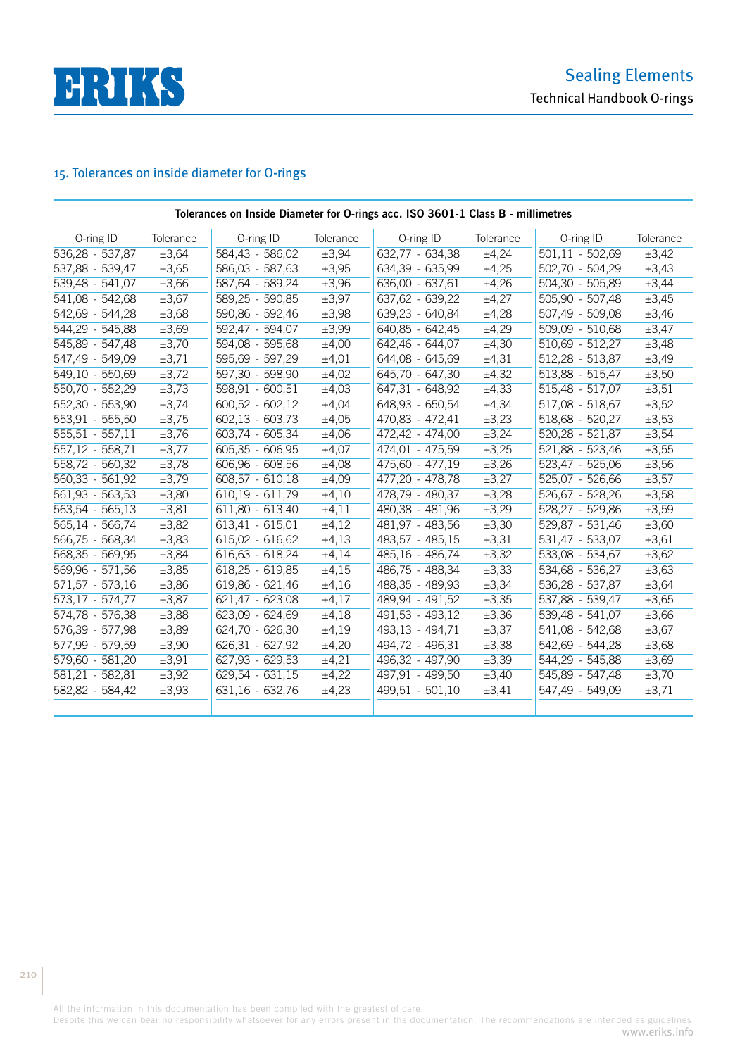## 15. Tolerances on inside diameter for O-rings

**Tolerances on Inside Diameter for O-rings acc. ISO 3601-1 Class B - millimetres**

| O-ring ID | Tolerance | O-ring ID | Tolerance | O-ring ID | Tolerance | O-ring ID | Tolerance |
|---|---|---|---|---|---|---|---|
| 536,28 - 537,87 | ±3,64 | 584,43 - 586,02 | ±3,94 | 632,77 - 634,38 | ±4,24 | 501,11 - 502,69 | ±3,42 |
| 537,88 - 539,47 | ±3,65 | 586,03 - 587,63 | ±3,95 | 634,39 - 635,99 | ±4,25 | 502,70 - 504,29 | ±3,43 |
| 539,48 - 541,07 | ±3,66 | 587,64 - 589,24 | ±3,96 | 636,00 - 637,61 | ±4,26 | 504,30 - 505,89 | ±3,44 |
| 541,08 - 542,68 | ±3,67 | 589,25 - 590,85 | ±3,97 | 637,62 - 639,22 | ±4,27 | 505,90 - 507,48 | ±3,45 |
| 542,69 - 544,28 | ±3,68 | 590,86 - 592,46 | ±3,98 | 639,23 - 640,84 | ±4,28 | 507,49 - 509,08 | ±3,46 |
| 544,29 - 545,88 | ±3,69 | 592,47 - 594,07 | ±3,99 | 640,85 - 642,45 | ±4,29 | 509,09 - 510,68 | ±3,47 |
| 545,89 - 547,48 | ±3,70 | 594,08 - 595,68 | ±4,00 | 642,46 - 644,07 | ±4,30 | 510,69 - 512,27 | ±3,48 |
| 547,49 - 549,09 | ±3,71 | 595,69 - 597,29 | ±4,01 | 644,08 - 645,69 | ±4,31 | 512,28 - 513,87 | ±3,49 |
| 549,10 - 550,69 | ±3,72 | 597,30 - 598,90 | ±4,02 | 645,70 - 647,30 | ±4,32 | 513,88 - 515,47 | ±3,50 |
| 550,70 - 552,29 | ±3,73 | 598,91 - 600,51 | ±4,03 | 647,31 - 648,92 | ±4,33 | 515,48 - 517,07 | ±3,51 |
| 552,30 - 553,90 | ±3,74 | 600,52 - 602,12 | ±4,04 | 648,93 - 650,54 | ±4,34 | 517,08 - 518,67 | ±3,52 |
| 553,91 - 555,50 | ±3,75 | 602,13 - 603,73 | ±4,05 | 470,83 - 472,41 | ±3,23 | 518,68 - 520,27 | ±3,53 |
| 555,51 - 557,11 | ±3,76 | 603,74 - 605,34 | ±4,06 | 472,42 - 474,00 | ±3,24 | 520,28 - 521,87 | ±3,54 |
| 557,12 - 558,71 | ±3,77 | 605,35 - 606,95 | ±4,07 | 474,01 - 475,59 | ±3,25 | 521,88 - 523,46 | ±3,55 |
| 558,72 - 560,32 | ±3,78 | 606,96 - 608,56 | ±4,08 | 475,60 - 477,19 | ±3,26 | 523,47 - 525,06 | ±3,56 |
| 560,33 - 561,92 | ±3,79 | 608,57 - 610,18 | ±4,09 | 477,20 - 478,78 | ±3,27 | 525,07 - 526,66 | ±3,57 |
| 561,93 - 563,53 | ±3,80 | 610,19 - 611,79 | ±4,10 | 478,79 - 480,37 | ±3,28 | 526,67 - 528,26 | ±3,58 |
| 563,54 - 565,13 | ±3,81 | 611,80 - 613,40 | ±4,11 | 480,38 - 481,96 | ±3,29 | 528,27 - 529,86 | ±3,59 |
| 565,14 - 566,74 | ±3,82 | 613,41 - 615,01 | ±4,12 | 481,97 - 483,56 | ±3,30 | 529,87 - 531,46 | ±3,60 |
| 566,75 - 568,34 | ±3,83 | 615,02 - 616,62 | ±4,13 | 483,57 - 485,15 | ±3,31 | 531,47 - 533,07 | ±3,61 |
| 568,35 - 569,95 | ±3,84 | 616,63 - 618,24 | ±4,14 | 485,16 - 486,74 | ±3,32 | 533,08 - 534,67 | ±3,62 |
| 569,96 - 571,56 | ±3,85 | 618,25 - 619,85 | ±4,15 | 486,75 - 488,34 | ±3,33 | 534,68 - 536,27 | ±3,63 |
| 571,57 - 573,16 | ±3,86 | 619,86 - 621,46 | ±4,16 | 488,35 - 489,93 | ±3,34 | 536,28 - 537,87 | ±3,64 |
| 573,17 - 574,77 | ±3,87 | 621,47 - 623,08 | ±4,17 | 489,94 - 491,52 | ±3,35 | 537,88 - 539,47 | ±3,65 |
| 574,78 - 576,38 | ±3,88 | 623,09 - 624,69 | ±4,18 | 491,53 - 493,12 | ±3,36 | 539,48 - 541,07 | ±3,66 |
| 576,39 - 577,98 | ±3,89 | 624,70 - 626,30 | ±4,19 | 493,13 - 494,71 | ±3,37 | 541,08 - 542,68 | ±3,67 |
| 577,99 - 579,59 | ±3,90 | 626,31 - 627,92 | ±4,20 | 494,72 - 496,31 | ±3,38 | 542,69 - 544,28 | ±3,68 |
| 579,60 - 581,20 | ±3,91 | 627,93 - 629,53 | ±4,21 | 496,32 - 497,90 | ±3,39 | 544,29 - 545,88 | ±3,69 |
| 581,21 - 582,81 | ±3,92 | 629,54 - 631,15 | ±4,22 | 497,91 - 499,50 | ±3,40 | 545,89 - 547,48 | ±3,70 |
| 582,82 - 584,42 | ±3,93 | 631,16 - 632,76 | ±4,23 | 499,51 - 501,10 | ±3,41 | 547,49 - 549,09 | ±3,71 |

All the information in this documentation has been compiled with the greatest of care.
Despite this we can bear no responsibility whatsoever for any errors present in the documentation. The recommendations are intended as guidelines.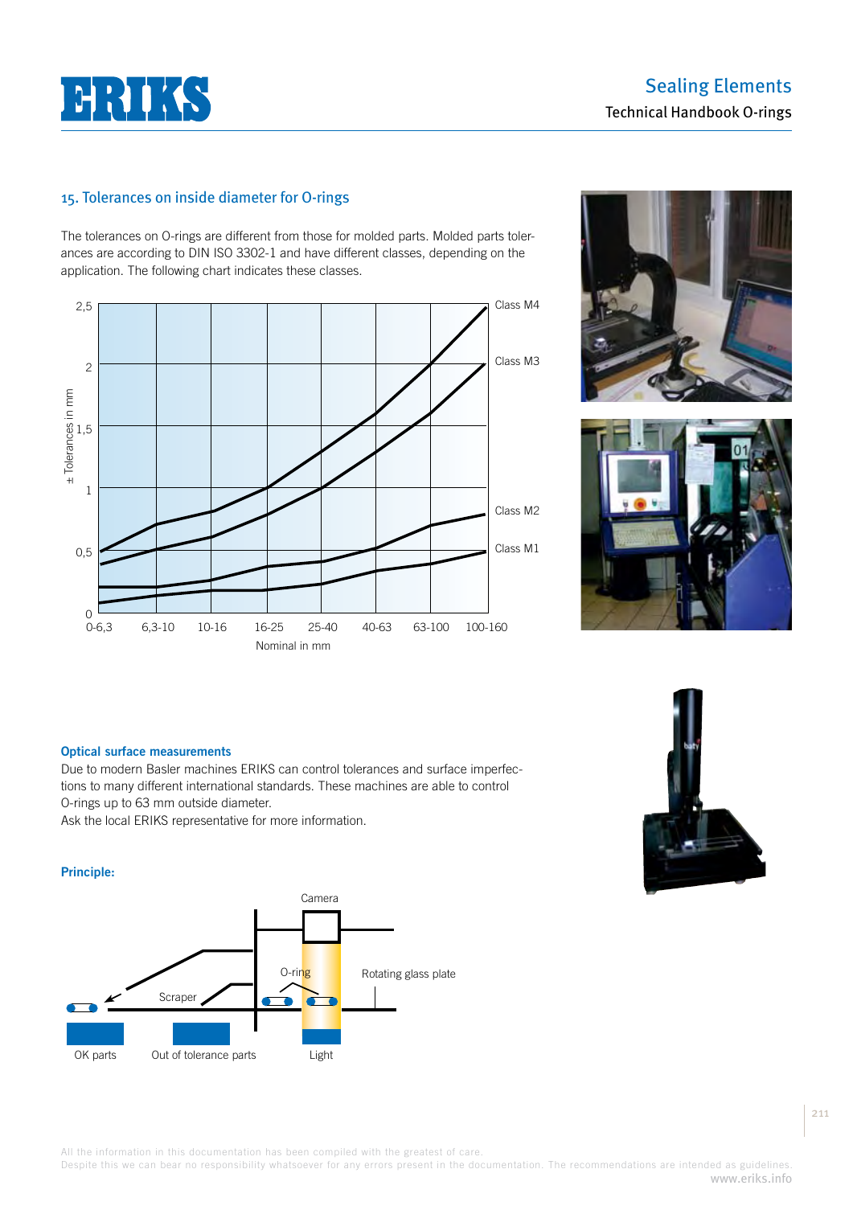## 15. Tolerances on inside diameter for O-rings

The tolerances on O-rings are different from those for molded parts. Molded parts tolerances are according to DIN ISO 3302-1 and have different classes, depending on the application. The following chart indicates these classes.

± Tolerances in mm

2,5
2
1,5
1
0,5
0

0-6,3
6,3-10
10-16
16-25
25-40
40-63
63-100
100-160

Nominal in mm

Class M4
Class M3
Class M2
Class M1

**Optical surface measurements**

Due to modern Basler machines ERIKS can control tolerances and surface imperfections to many different international standards. These machines are able to control O-rings up to 63 mm outside diameter.
Ask the local ERIKS representative for more information.

**Principle:**

Camera
O-ring
Rotating glass plate
Scraper
OK parts
Out of tolerance parts
Light

All the information in this documentation has been compiled with the greatest of care.
Despite this we can bear no responsibility whatsoever for any errors present in the documentation. The recommendations are intended as guidelines.
www.eriks.info